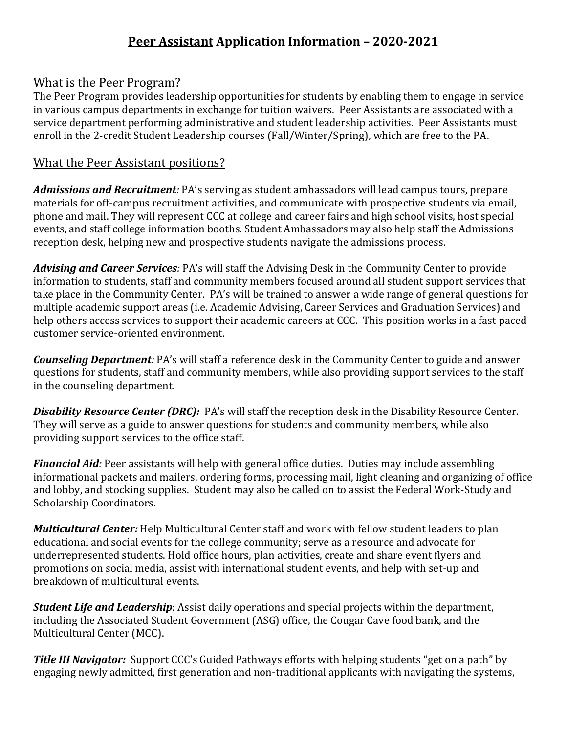# <u>Peer Assistant</u> Application Information – 2020-2021

## What is the Peer Program?

The Peer Program provides leadership opportunities for students by enabling them to engage in service in various campus departments in exchange for tuition waivers. Peer Assistants are associated with a service department performing administrative and student leadership activities. Peer Assistants must enroll in the 2-credit Student Leadership courses (Fall/Winter/Spring), which are free to the PA.

## What the Peer Assistant positions?

***Admissions and Recruitment**:* PA's serving as student ambassadors will lead campus tours, prepare materials for off-campus recruitment activities, and communicate with prospective students via email, phone and mail. They will represent CCC at college and career fairs and high school visits, host special events, and staff college information booths. Student Ambassadors may also help staff the Admissions reception desk, helping new and prospective students navigate the admissions process.

***Advising and Career Services**:* PA's will staff the Advising Desk in the Community Center to provide information to students, staff and community members focused around all student support services that take place in the Community Center. PA's will be trained to answer a wide range of general questions for multiple academic support areas (i.e. Academic Advising, Career Services and Graduation Services) and help others access services to support their academic careers at CCC. This position works in a fast paced customer service-oriented environment.

***Counseling Department**:* PA's will staff a reference desk in the Community Center to guide and answer questions for students, staff and community members, while also providing support services to the staff in the counseling department.

***Disability Resource Center (DRC):*** PA's will staff the reception desk in the Disability Resource Center. They will serve as a guide to answer questions for students and community members, while also providing support services to the office staff.

***Financial Aid**:* Peer assistants will help with general office duties. Duties may include assembling informational packets and mailers, ordering forms, processing mail, light cleaning and organizing of office and lobby, and stocking supplies. Student may also be called on to assist the Federal Work-Study and Scholarship Coordinators.

***Multicultural Center:*** Help Multicultural Center staff and work with fellow student leaders to plan educational and social events for the college community; serve as a resource and advocate for underrepresented students. Hold office hours, plan activities, create and share event flyers and promotions on social media, assist with international student events, and help with set-up and breakdown of multicultural events.

***Student Life and Leadership***: Assist daily operations and special projects within the department, including the Associated Student Government (ASG) office, the Cougar Cave food bank, and the Multicultural Center (MCC).

***Title III Navigator:*** Support CCC's Guided Pathways efforts with helping students "get on a path" by engaging newly admitted, first generation and non-traditional applicants with navigating the systems,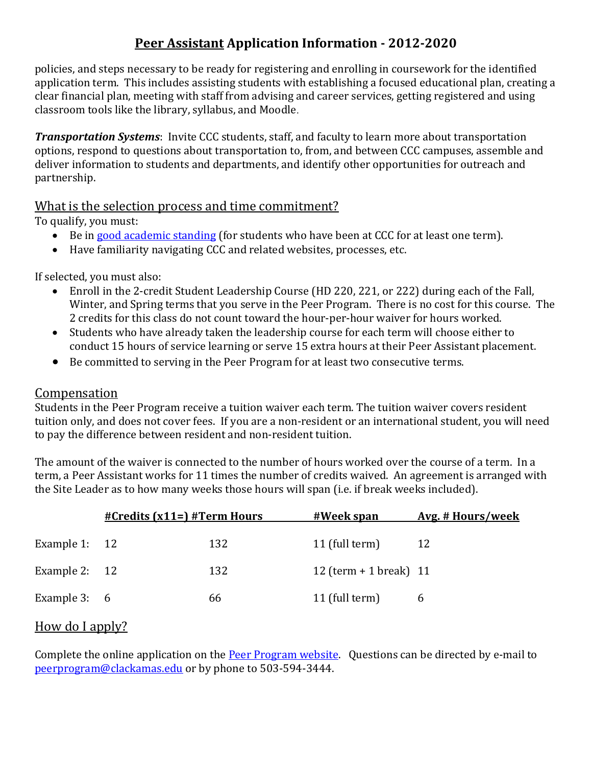# Peer Assistant Application Information - 2012-2020

policies, and steps necessary to be ready for registering and enrolling in coursework for the identified application term. This includes assisting students with establishing a focused educational plan, creating a clear financial plan, meeting with staff from advising and career services, getting registered and using classroom tools like the library, syllabus, and Moodle.

***Transportation Systems***: Invite CCC students, staff, and faculty to learn more about transportation options, respond to questions about transportation to, from, and between CCC campuses, assemble and deliver information to students and departments, and identify other opportunities for outreach and partnership.

## What is the selection process and time commitment?

To qualify, you must:

- Be in good academic standing (for students who have been at CCC for at least one term).
- Have familiarity navigating CCC and related websites, processes, etc.

If selected, you must also:

- Enroll in the 2-credit Student Leadership Course (HD 220, 221, or 222) during each of the Fall, Winter, and Spring terms that you serve in the Peer Program. There is no cost for this course. The 2 credits for this class do not count toward the hour-per-hour waiver for hours worked.
- Students who have already taken the leadership course for each term will choose either to conduct 15 hours of service learning or serve 15 extra hours at their Peer Assistant placement.
- Be committed to serving in the Peer Program for at least two consecutive terms.

## Compensation

Students in the Peer Program receive a tuition waiver each term. The tuition waiver covers resident tuition only, and does not cover fees. If you are a non-resident or an international student, you will need to pay the difference between resident and non-resident tuition.

The amount of the waiver is connected to the number of hours worked over the course of a term. In a term, a Peer Assistant works for 11 times the number of credits waived. An agreement is arranged with the Site Leader as to how many weeks those hours will span (i.e. if break weeks included).

| | #Credits (x11=) | #Term Hours | #Week span | Avg. # Hours/week |
|---|---|---|---|---|
| Example 1: | 12 | 132 | 11 (full term) | 12 |
| Example 2: | 12 | 132 | 12 (term + 1 break) | 11 |
| Example 3: | 6 | 66 | 11 (full term) | 6 |

## How do I apply?

Complete the online application on the Peer Program website. Questions can be directed by e-mail to peerprogram@clackamas.edu or by phone to 503-594-3444.